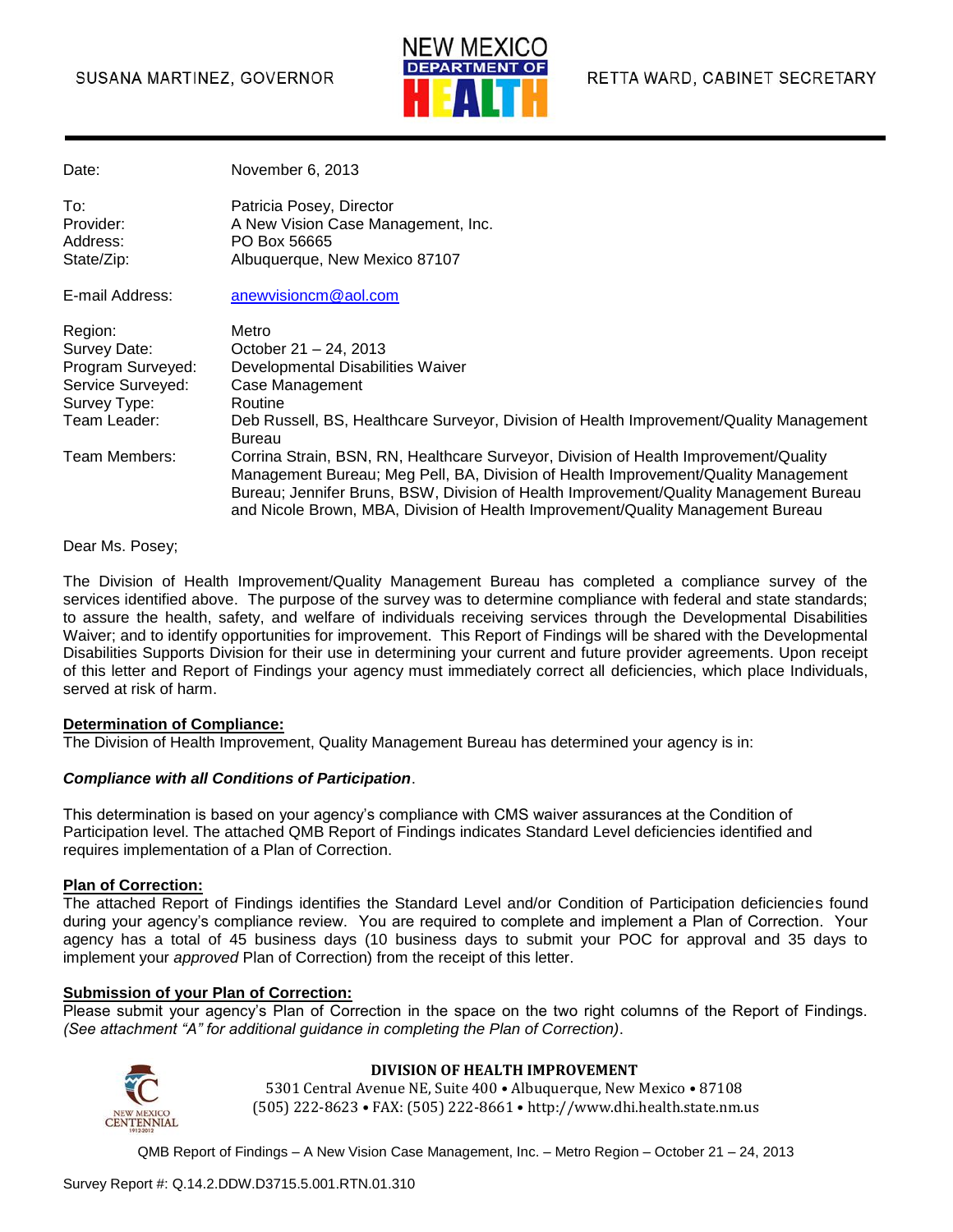SUSANA MARTINEZ, GOVERNOR

NEW MEXICO DEPARTMENT OF HEALTH

RETTA WARD, CABINET SECRETARY

| | |
|---|---|
| Date: | November 6, 2013 |
| To: | Patricia Posey, Director |
| Provider: | A New Vision Case Management, Inc. |
| Address: | PO Box 56665 |
| State/Zip: | Albuquerque, New Mexico 87107 |
| E-mail Address: | anewvisioncm@aol.com |
| Region: | Metro |
| Survey Date: | October 21 – 24, 2013 |
| Program Surveyed: | Developmental Disabilities Waiver |
| Service Surveyed: | Case Management |
| Survey Type: | Routine |
| Team Leader: | Deb Russell, BS, Healthcare Surveyor, Division of Health Improvement/Quality Management Bureau |
| Team Members: | Corrina Strain, BSN, RN, Healthcare Surveyor, Division of Health Improvement/Quality Management Bureau; Meg Pell, BA, Division of Health Improvement/Quality Management Bureau; Jennifer Bruns, BSW, Division of Health Improvement/Quality Management Bureau and Nicole Brown, MBA, Division of Health Improvement/Quality Management Bureau |

Dear Ms. Posey;

The Division of Health Improvement/Quality Management Bureau has completed a compliance survey of the services identified above. The purpose of the survey was to determine compliance with federal and state standards; to assure the health, safety, and welfare of individuals receiving services through the Developmental Disabilities Waiver; and to identify opportunities for improvement. This Report of Findings will be shared with the Developmental Disabilities Supports Division for their use in determining your current and future provider agreements. Upon receipt of this letter and Report of Findings your agency must immediately correct all deficiencies, which place Individuals, served at risk of harm.

**Determination of Compliance:**

The Division of Health Improvement, Quality Management Bureau has determined your agency is in:

***Compliance with all Conditions of Participation***.

This determination is based on your agency's compliance with CMS waiver assurances at the Condition of Participation level. The attached QMB Report of Findings indicates Standard Level deficiencies identified and requires implementation of a Plan of Correction.

**Plan of Correction:**

The attached Report of Findings identifies the Standard Level and/or Condition of Participation deficiencies found during your agency's compliance review. You are required to complete and implement a Plan of Correction. Your agency has a total of 45 business days (10 business days to submit your POC for approval and 35 days to implement your *approved* Plan of Correction) from the receipt of this letter.

**Submission of your Plan of Correction:**

Please submit your agency's Plan of Correction in the space on the two right columns of the Report of Findings. *(See attachment "A" for additional guidance in completing the Plan of Correction)*.

**DIVISION OF HEALTH IMPROVEMENT**

5301 Central Avenue NE, Suite 400 • Albuquerque, New Mexico • 87108

(505) 222-8623 • FAX: (505) 222-8661 • http://www.dhi.health.state.nm.us

QMB Report of Findings – A New Vision Case Management, Inc. – Metro Region – October 21 – 24, 2013

Survey Report #: Q.14.2.DDW.D3715.5.001.RTN.01.310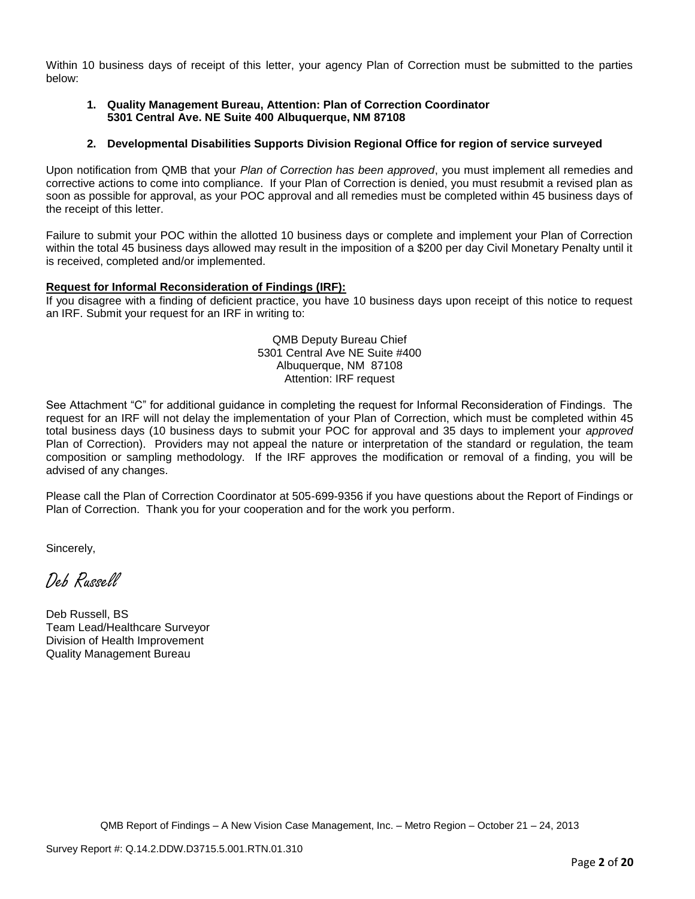Within 10 business days of receipt of this letter, your agency Plan of Correction must be submitted to the parties below:

1. **Quality Management Bureau, Attention: Plan of Correction Coordinator 5301 Central Ave. NE Suite 400 Albuquerque, NM 87108**

2. **Developmental Disabilities Supports Division Regional Office for region of service surveyed**

Upon notification from QMB that your *Plan of Correction has been approved*, you must implement all remedies and corrective actions to come into compliance. If your Plan of Correction is denied, you must resubmit a revised plan as soon as possible for approval, as your POC approval and all remedies must be completed within 45 business days of the receipt of this letter.

Failure to submit your POC within the allotted 10 business days or complete and implement your Plan of Correction within the total 45 business days allowed may result in the imposition of a $200 per day Civil Monetary Penalty until it is received, completed and/or implemented.

**Request for Informal Reconsideration of Findings (IRF):**

If you disagree with a finding of deficient practice, you have 10 business days upon receipt of this notice to request an IRF. Submit your request for an IRF in writing to:

QMB Deputy Bureau Chief
5301 Central Ave NE Suite #400
Albuquerque, NM 87108
Attention: IRF request

See Attachment "C" for additional guidance in completing the request for Informal Reconsideration of Findings. The request for an IRF will not delay the implementation of your Plan of Correction, which must be completed within 45 total business days (10 business days to submit your POC for approval and 35 days to implement your *approved* Plan of Correction). Providers may not appeal the nature or interpretation of the standard or regulation, the team composition or sampling methodology. If the IRF approves the modification or removal of a finding, you will be advised of any changes.

Please call the Plan of Correction Coordinator at 505-699-9356 if you have questions about the Report of Findings or Plan of Correction. Thank you for your cooperation and for the work you perform.

Sincerely,

*Deb Russell*

Deb Russell, BS
Team Lead/Healthcare Surveyor
Division of Health Improvement
Quality Management Bureau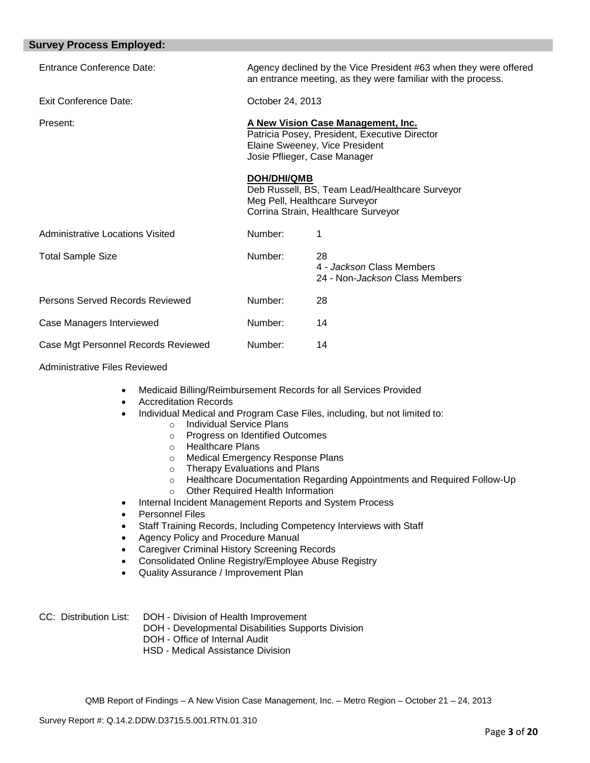## Survey Process Employed:

| | | |
|---|---|---|
| Entrance Conference Date: | Agency declined by the Vice President #63 when they were offered an entrance meeting, as they were familiar with the process. | |
| Exit Conference Date: | October 24, 2013 | |
| Present: | **A New Vision Case Management, Inc.**<br>Patricia Posey, President, Executive Director<br>Elaine Sweeney, Vice President<br>Josie Pflieger, Case Manager<br><br>**DOH/DHI/QMB**<br>Deb Russell, BS, Team Lead/Healthcare Surveyor<br>Meg Pell, Healthcare Surveyor<br>Corrina Strain, Healthcare Surveyor | |
| Administrative Locations Visited | Number: | 1 |
| Total Sample Size | Number: | 28<br>4 - *Jackson* Class Members<br>24 - Non-*Jackson* Class Members |
| Persons Served Records Reviewed | Number: | 28 |
| Case Managers Interviewed | Number: | 14 |
| Case Mgt Personnel Records Reviewed | Number: | 14 |

Administrative Files Reviewed

- Medicaid Billing/Reimbursement Records for all Services Provided
- Accreditation Records
- Individual Medical and Program Case Files, including, but not limited to:
  - Individual Service Plans
  - Progress on Identified Outcomes
  - Healthcare Plans
  - Medical Emergency Response Plans
  - Therapy Evaluations and Plans
  - Healthcare Documentation Regarding Appointments and Required Follow-Up
  - Other Required Health Information
- Internal Incident Management Reports and System Process
- Personnel Files
- Staff Training Records, Including Competency Interviews with Staff
- Agency Policy and Procedure Manual
- Caregiver Criminal History Screening Records
- Consolidated Online Registry/Employee Abuse Registry
- Quality Assurance / Improvement Plan

CC: Distribution List: DOH - Division of Health Improvement
DOH - Developmental Disabilities Supports Division
DOH - Office of Internal Audit
HSD - Medical Assistance Division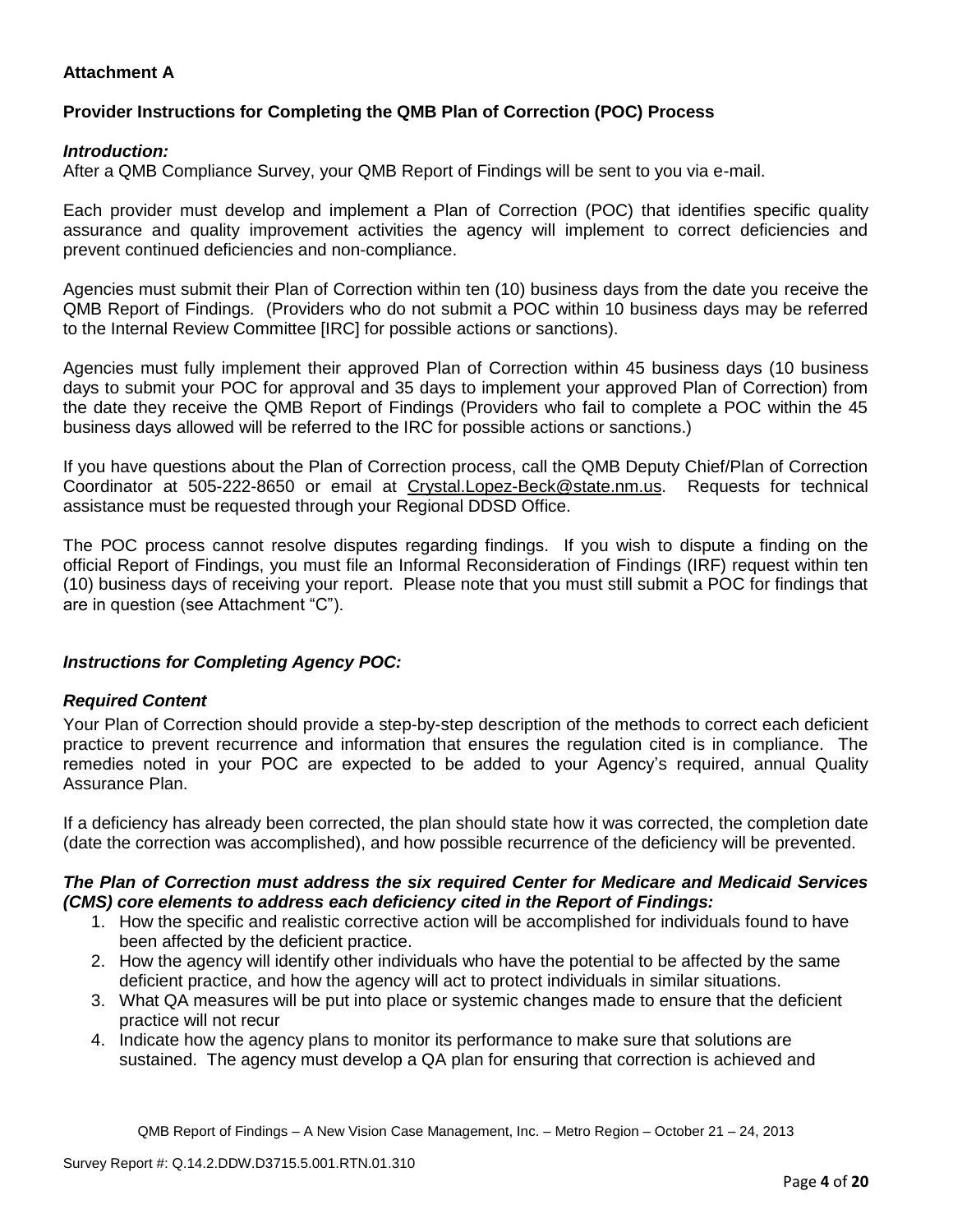**Attachment A**

**Provider Instructions for Completing the QMB Plan of Correction (POC) Process**

***Introduction:***
After a QMB Compliance Survey, your QMB Report of Findings will be sent to you via e-mail.

Each provider must develop and implement a Plan of Correction (POC) that identifies specific quality assurance and quality improvement activities the agency will implement to correct deficiencies and prevent continued deficiencies and non-compliance.

Agencies must submit their Plan of Correction within ten (10) business days from the date you receive the QMB Report of Findings. (Providers who do not submit a POC within 10 business days may be referred to the Internal Review Committee [IRC] for possible actions or sanctions).

Agencies must fully implement their approved Plan of Correction within 45 business days (10 business days to submit your POC for approval and 35 days to implement your approved Plan of Correction) from the date they receive the QMB Report of Findings (Providers who fail to complete a POC within the 45 business days allowed will be referred to the IRC for possible actions or sanctions.)

If you have questions about the Plan of Correction process, call the QMB Deputy Chief/Plan of Correction Coordinator at 505-222-8650 or email at Crystal.Lopez-Beck@state.nm.us. Requests for technical assistance must be requested through your Regional DDSD Office.

The POC process cannot resolve disputes regarding findings. If you wish to dispute a finding on the official Report of Findings, you must file an Informal Reconsideration of Findings (IRF) request within ten (10) business days of receiving your report. Please note that you must still submit a POC for findings that are in question (see Attachment "C").

***Instructions for Completing Agency POC:***

***Required Content***

Your Plan of Correction should provide a step-by-step description of the methods to correct each deficient practice to prevent recurrence and information that ensures the regulation cited is in compliance. The remedies noted in your POC are expected to be added to your Agency's required, annual Quality Assurance Plan.

If a deficiency has already been corrected, the plan should state how it was corrected, the completion date (date the correction was accomplished), and how possible recurrence of the deficiency will be prevented.

***The Plan of Correction must address the six required Center for Medicare and Medicaid Services (CMS) core elements to address each deficiency cited in the Report of Findings:***

1. How the specific and realistic corrective action will be accomplished for individuals found to have been affected by the deficient practice.
2. How the agency will identify other individuals who have the potential to be affected by the same deficient practice, and how the agency will act to protect individuals in similar situations.
3. What QA measures will be put into place or systemic changes made to ensure that the deficient practice will not recur
4. Indicate how the agency plans to monitor its performance to make sure that solutions are sustained. The agency must develop a QA plan for ensuring that correction is achieved and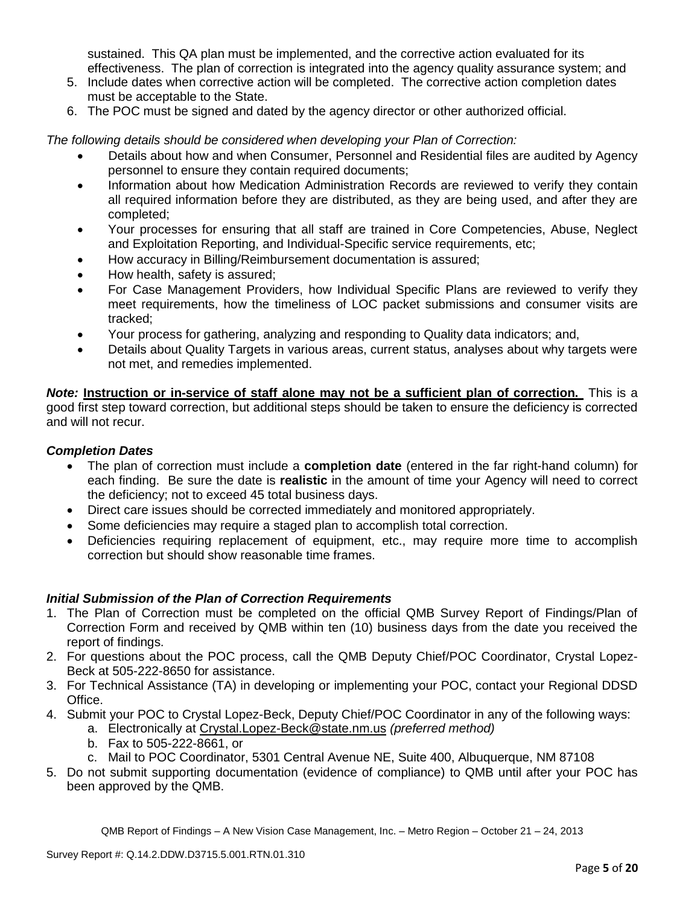sustained. This QA plan must be implemented, and the corrective action evaluated for its effectiveness. The plan of correction is integrated into the agency quality assurance system; and

5. Include dates when corrective action will be completed. The corrective action completion dates must be acceptable to the State.
6. The POC must be signed and dated by the agency director or other authorized official.

*The following details should be considered when developing your Plan of Correction:*

- Details about how and when Consumer, Personnel and Residential files are audited by Agency personnel to ensure they contain required documents;
- Information about how Medication Administration Records are reviewed to verify they contain all required information before they are distributed, as they are being used, and after they are completed;
- Your processes for ensuring that all staff are trained in Core Competencies, Abuse, Neglect and Exploitation Reporting, and Individual-Specific service requirements, etc;
- How accuracy in Billing/Reimbursement documentation is assured;
- How health, safety is assured;
- For Case Management Providers, how Individual Specific Plans are reviewed to verify they meet requirements, how the timeliness of LOC packet submissions and consumer visits are tracked;
- Your process for gathering, analyzing and responding to Quality data indicators; and,
- Details about Quality Targets in various areas, current status, analyses about why targets were not met, and remedies implemented.

***Note:*** **Instruction or in-service of staff alone may not be a sufficient plan of correction.** This is a good first step toward correction, but additional steps should be taken to ensure the deficiency is corrected and will not recur.

### *Completion Dates*

- The plan of correction must include a **completion date** (entered in the far right-hand column) for each finding. Be sure the date is **realistic** in the amount of time your Agency will need to correct the deficiency; not to exceed 45 total business days.
- Direct care issues should be corrected immediately and monitored appropriately.
- Some deficiencies may require a staged plan to accomplish total correction.
- Deficiencies requiring replacement of equipment, etc., may require more time to accomplish correction but should show reasonable time frames.

### *Initial Submission of the Plan of Correction Requirements*

1. The Plan of Correction must be completed on the official QMB Survey Report of Findings/Plan of Correction Form and received by QMB within ten (10) business days from the date you received the report of findings.
2. For questions about the POC process, call the QMB Deputy Chief/POC Coordinator, Crystal Lopez-Beck at 505-222-8650 for assistance.
3. For Technical Assistance (TA) in developing or implementing your POC, contact your Regional DDSD Office.
4. Submit your POC to Crystal Lopez-Beck, Deputy Chief/POC Coordinator in any of the following ways:
   a. Electronically at Crystal.Lopez-Beck@state.nm.us *(preferred method)*
   b. Fax to 505-222-8661, or
   c. Mail to POC Coordinator, 5301 Central Avenue NE, Suite 400, Albuquerque, NM 87108
5. Do not submit supporting documentation (evidence of compliance) to QMB until after your POC has been approved by the QMB.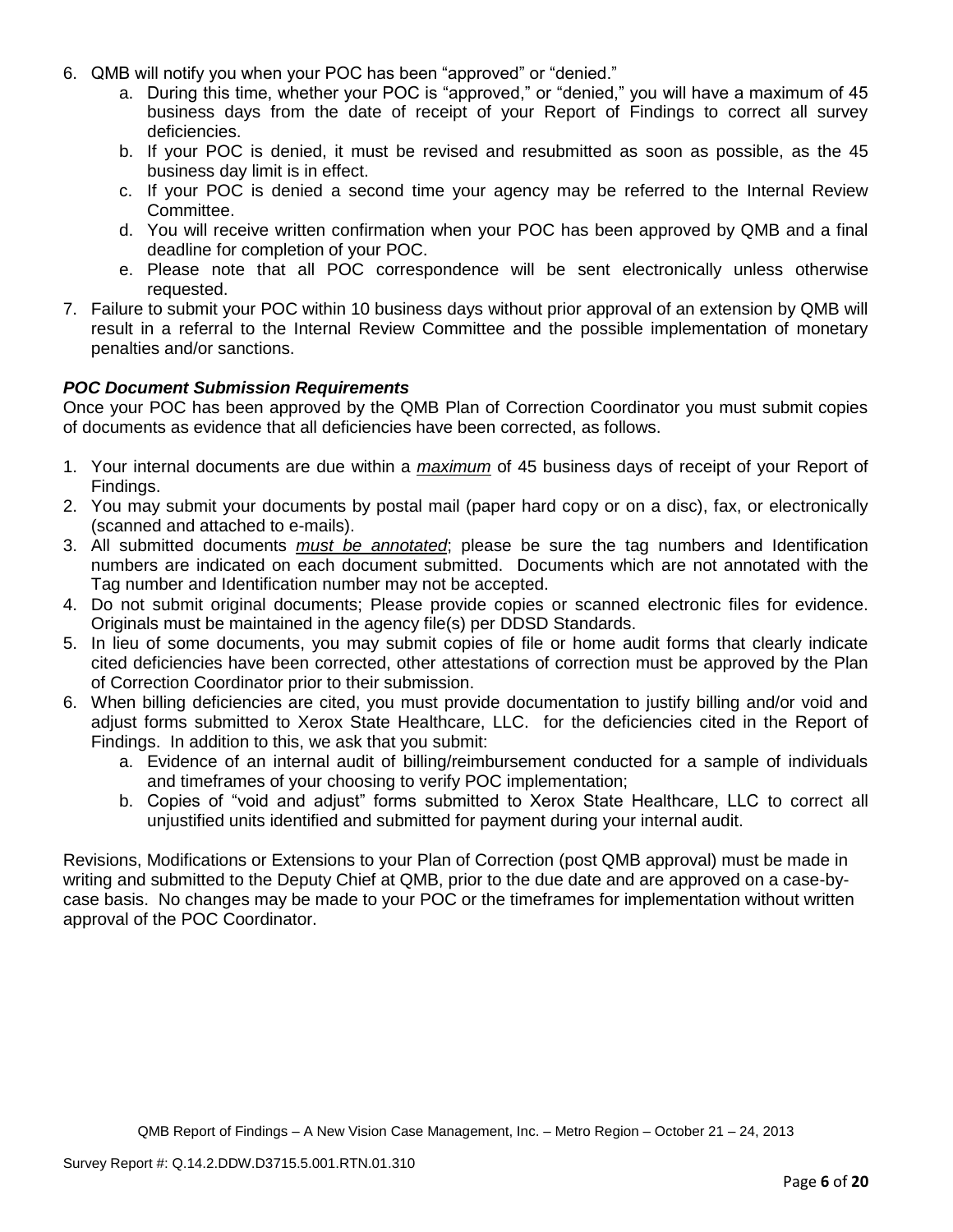6. QMB will notify you when your POC has been "approved" or "denied."
   a. During this time, whether your POC is "approved," or "denied," you will have a maximum of 45 business days from the date of receipt of your Report of Findings to correct all survey deficiencies.
   b. If your POC is denied, it must be revised and resubmitted as soon as possible, as the 45 business day limit is in effect.
   c. If your POC is denied a second time your agency may be referred to the Internal Review Committee.
   d. You will receive written confirmation when your POC has been approved by QMB and a final deadline for completion of your POC.
   e. Please note that all POC correspondence will be sent electronically unless otherwise requested.
7. Failure to submit your POC within 10 business days without prior approval of an extension by QMB will result in a referral to the Internal Review Committee and the possible implementation of monetary penalties and/or sanctions.

***POC Document Submission Requirements***

Once your POC has been approved by the QMB Plan of Correction Coordinator you must submit copies of documents as evidence that all deficiencies have been corrected, as follows.

1. Your internal documents are due within a ***maximum*** of 45 business days of receipt of your Report of Findings.
2. You may submit your documents by postal mail (paper hard copy or on a disc), fax, or electronically (scanned and attached to e-mails).
3. All submitted documents ***must be annotated***; please be sure the tag numbers and Identification numbers are indicated on each document submitted. Documents which are not annotated with the Tag number and Identification number may not be accepted.
4. Do not submit original documents; Please provide copies or scanned electronic files for evidence. Originals must be maintained in the agency file(s) per DDSD Standards.
5. In lieu of some documents, you may submit copies of file or home audit forms that clearly indicate cited deficiencies have been corrected, other attestations of correction must be approved by the Plan of Correction Coordinator prior to their submission.
6. When billing deficiencies are cited, you must provide documentation to justify billing and/or void and adjust forms submitted to Xerox State Healthcare, LLC. for the deficiencies cited in the Report of Findings. In addition to this, we ask that you submit:
   a. Evidence of an internal audit of billing/reimbursement conducted for a sample of individuals and timeframes of your choosing to verify POC implementation;
   b. Copies of "void and adjust" forms submitted to Xerox State Healthcare, LLC to correct all unjustified units identified and submitted for payment during your internal audit.

Revisions, Modifications or Extensions to your Plan of Correction (post QMB approval) must be made in writing and submitted to the Deputy Chief at QMB, prior to the due date and are approved on a case-by-case basis. No changes may be made to your POC or the timeframes for implementation without written approval of the POC Coordinator.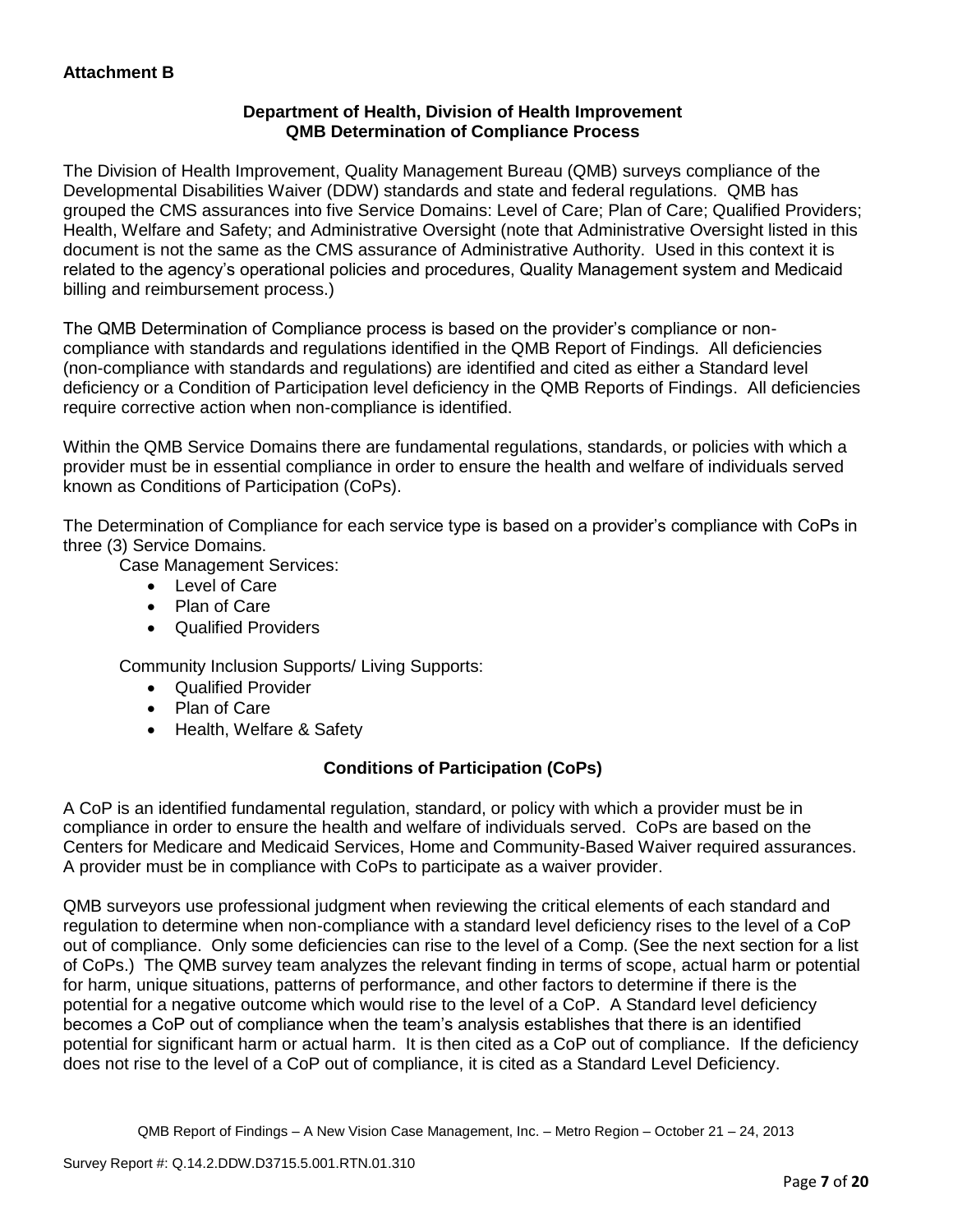**Attachment B**

**Department of Health, Division of Health Improvement**
**QMB Determination of Compliance Process**

The Division of Health Improvement, Quality Management Bureau (QMB) surveys compliance of the Developmental Disabilities Waiver (DDW) standards and state and federal regulations. QMB has grouped the CMS assurances into five Service Domains: Level of Care; Plan of Care; Qualified Providers; Health, Welfare and Safety; and Administrative Oversight (note that Administrative Oversight listed in this document is not the same as the CMS assurance of Administrative Authority. Used in this context it is related to the agency's operational policies and procedures, Quality Management system and Medicaid billing and reimbursement process.)

The QMB Determination of Compliance process is based on the provider's compliance or non-compliance with standards and regulations identified in the QMB Report of Findings. All deficiencies (non-compliance with standards and regulations) are identified and cited as either a Standard level deficiency or a Condition of Participation level deficiency in the QMB Reports of Findings. All deficiencies require corrective action when non-compliance is identified.

Within the QMB Service Domains there are fundamental regulations, standards, or policies with which a provider must be in essential compliance in order to ensure the health and welfare of individuals served known as Conditions of Participation (CoPs).

The Determination of Compliance for each service type is based on a provider's compliance with CoPs in three (3) Service Domains.

Case Management Services:

- Level of Care
- Plan of Care
- Qualified Providers

Community Inclusion Supports/ Living Supports:

- Qualified Provider
- Plan of Care
- Health, Welfare & Safety

**Conditions of Participation (CoPs)**

A CoP is an identified fundamental regulation, standard, or policy with which a provider must be in compliance in order to ensure the health and welfare of individuals served. CoPs are based on the Centers for Medicare and Medicaid Services, Home and Community-Based Waiver required assurances. A provider must be in compliance with CoPs to participate as a waiver provider.

QMB surveyors use professional judgment when reviewing the critical elements of each standard and regulation to determine when non-compliance with a standard level deficiency rises to the level of a CoP out of compliance. Only some deficiencies can rise to the level of a Comp. (See the next section for a list of CoPs.) The QMB survey team analyzes the relevant finding in terms of scope, actual harm or potential for harm, unique situations, patterns of performance, and other factors to determine if there is the potential for a negative outcome which would rise to the level of a CoP. A Standard level deficiency becomes a CoP out of compliance when the team's analysis establishes that there is an identified potential for significant harm or actual harm. It is then cited as a CoP out of compliance. If the deficiency does not rise to the level of a CoP out of compliance, it is cited as a Standard Level Deficiency.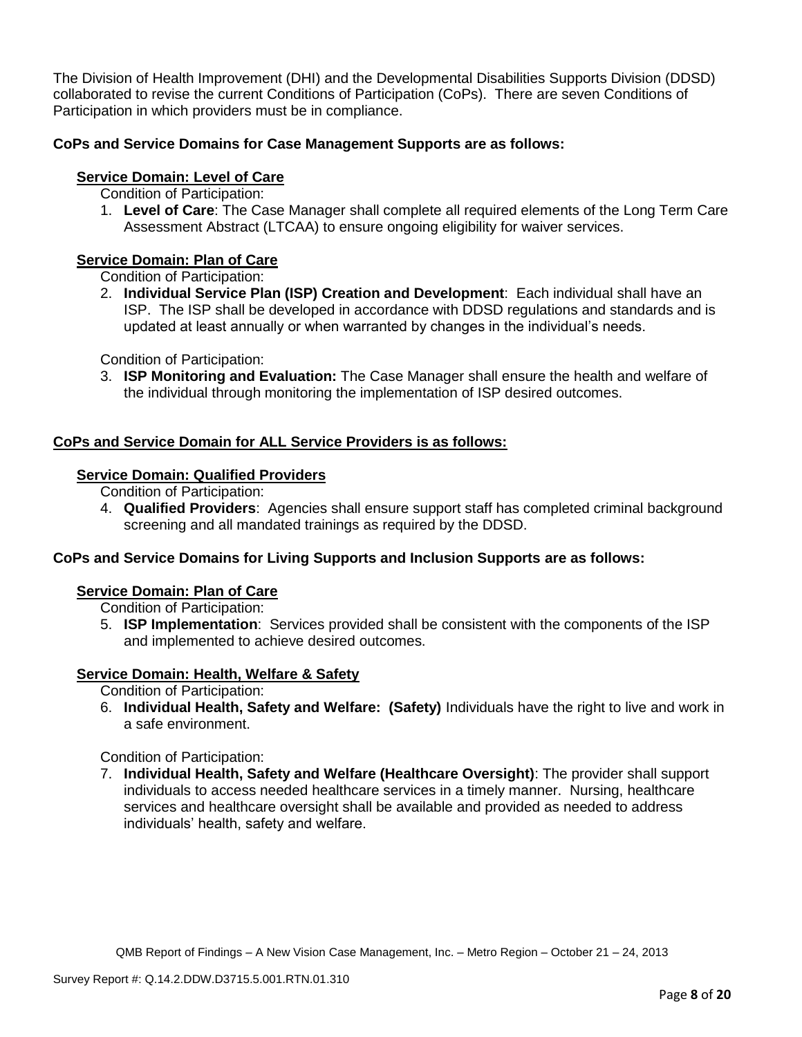The Division of Health Improvement (DHI) and the Developmental Disabilities Supports Division (DDSD) collaborated to revise the current Conditions of Participation (CoPs). There are seven Conditions of Participation in which providers must be in compliance.

**CoPs and Service Domains for Case Management Supports are as follows:**

**Service Domain: Level of Care**

Condition of Participation:

1. **Level of Care**: The Case Manager shall complete all required elements of the Long Term Care Assessment Abstract (LTCAA) to ensure ongoing eligibility for waiver services.

**Service Domain: Plan of Care**

Condition of Participation:

2. **Individual Service Plan (ISP) Creation and Development**: Each individual shall have an ISP. The ISP shall be developed in accordance with DDSD regulations and standards and is updated at least annually or when warranted by changes in the individual's needs.

Condition of Participation:

3. **ISP Monitoring and Evaluation:** The Case Manager shall ensure the health and welfare of the individual through monitoring the implementation of ISP desired outcomes.

**CoPs and Service Domain for ALL Service Providers is as follows:**

**Service Domain: Qualified Providers**

Condition of Participation:

4. **Qualified Providers**: Agencies shall ensure support staff has completed criminal background screening and all mandated trainings as required by the DDSD.

**CoPs and Service Domains for Living Supports and Inclusion Supports are as follows:**

**Service Domain: Plan of Care**

Condition of Participation:

5. **ISP Implementation**: Services provided shall be consistent with the components of the ISP and implemented to achieve desired outcomes.

**Service Domain: Health, Welfare & Safety**

Condition of Participation:

6. **Individual Health, Safety and Welfare: (Safety)** Individuals have the right to live and work in a safe environment.

Condition of Participation:

7. **Individual Health, Safety and Welfare (Healthcare Oversight)**: The provider shall support individuals to access needed healthcare services in a timely manner. Nursing, healthcare services and healthcare oversight shall be available and provided as needed to address individuals' health, safety and welfare.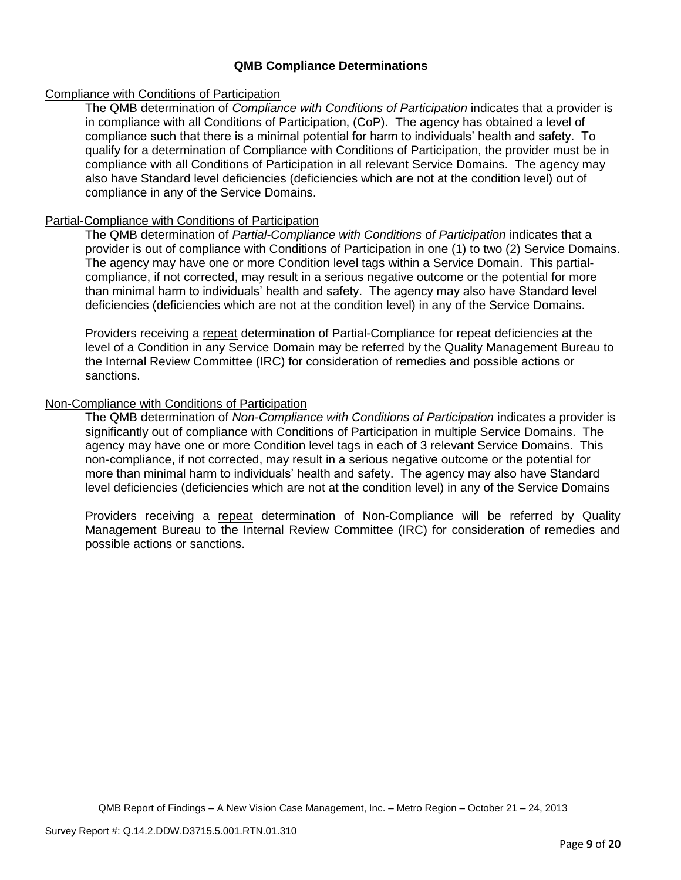## QMB Compliance Determinations

### Compliance with Conditions of Participation

The QMB determination of *Compliance with Conditions of Participation* indicates that a provider is in compliance with all Conditions of Participation, (CoP). The agency has obtained a level of compliance such that there is a minimal potential for harm to individuals' health and safety. To qualify for a determination of Compliance with Conditions of Participation, the provider must be in compliance with all Conditions of Participation in all relevant Service Domains. The agency may also have Standard level deficiencies (deficiencies which are not at the condition level) out of compliance in any of the Service Domains.

### Partial-Compliance with Conditions of Participation

The QMB determination of *Partial-Compliance with Conditions of Participation* indicates that a provider is out of compliance with Conditions of Participation in one (1) to two (2) Service Domains. The agency may have one or more Condition level tags within a Service Domain. This partial-compliance, if not corrected, may result in a serious negative outcome or the potential for more than minimal harm to individuals' health and safety. The agency may also have Standard level deficiencies (deficiencies which are not at the condition level) in any of the Service Domains.

Providers receiving a repeat determination of Partial-Compliance for repeat deficiencies at the level of a Condition in any Service Domain may be referred by the Quality Management Bureau to the Internal Review Committee (IRC) for consideration of remedies and possible actions or sanctions.

### Non-Compliance with Conditions of Participation

The QMB determination of *Non-Compliance with Conditions of Participation* indicates a provider is significantly out of compliance with Conditions of Participation in multiple Service Domains. The agency may have one or more Condition level tags in each of 3 relevant Service Domains. This non-compliance, if not corrected, may result in a serious negative outcome or the potential for more than minimal harm to individuals' health and safety. The agency may also have Standard level deficiencies (deficiencies which are not at the condition level) in any of the Service Domains

Providers receiving a repeat determination of Non-Compliance will be referred by Quality Management Bureau to the Internal Review Committee (IRC) for consideration of remedies and possible actions or sanctions.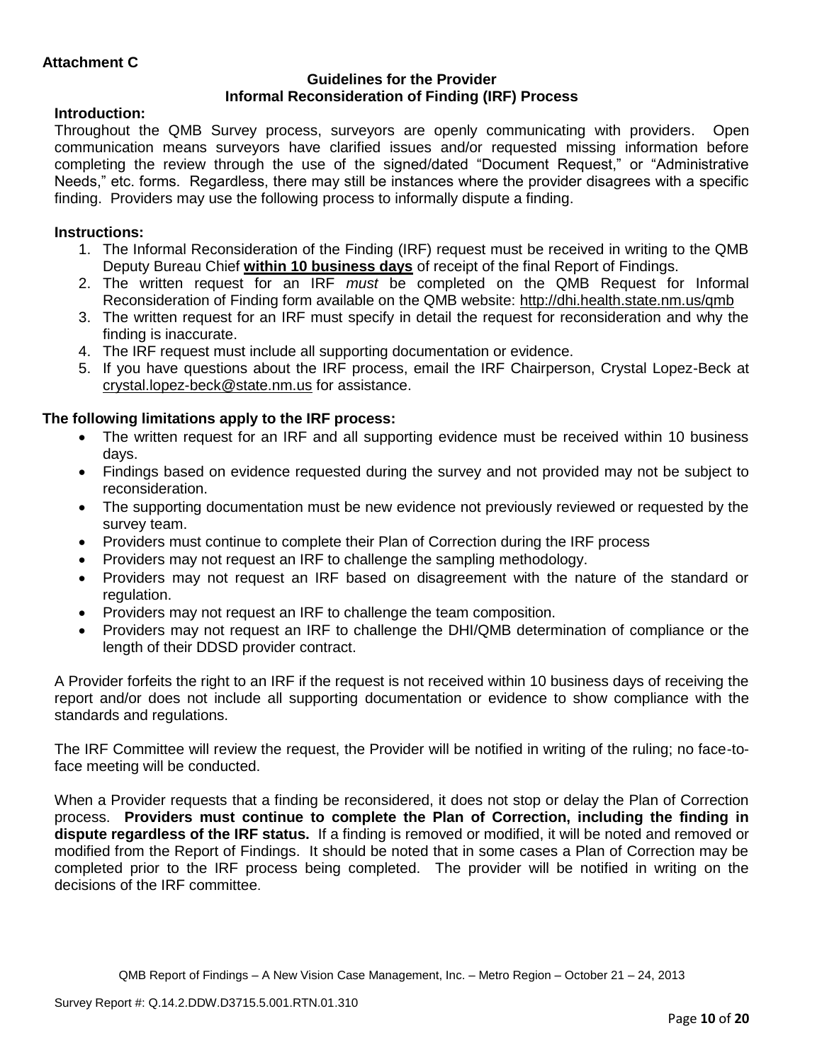**Attachment C**

**Guidelines for the Provider**
**Informal Reconsideration of Finding (IRF) Process**

**Introduction:**

Throughout the QMB Survey process, surveyors are openly communicating with providers. Open communication means surveyors have clarified issues and/or requested missing information before completing the review through the use of the signed/dated "Document Request," or "Administrative Needs," etc. forms. Regardless, there may still be instances where the provider disagrees with a specific finding. Providers may use the following process to informally dispute a finding.

**Instructions:**

1. The Informal Reconsideration of the Finding (IRF) request must be received in writing to the QMB Deputy Bureau Chief **within 10 business days** of receipt of the final Report of Findings.
2. The written request for an IRF *must* be completed on the QMB Request for Informal Reconsideration of Finding form available on the QMB website: http://dhi.health.state.nm.us/qmb
3. The written request for an IRF must specify in detail the request for reconsideration and why the finding is inaccurate.
4. The IRF request must include all supporting documentation or evidence.
5. If you have questions about the IRF process, email the IRF Chairperson, Crystal Lopez-Beck at crystal.lopez-beck@state.nm.us for assistance.

**The following limitations apply to the IRF process:**

- The written request for an IRF and all supporting evidence must be received within 10 business days.
- Findings based on evidence requested during the survey and not provided may not be subject to reconsideration.
- The supporting documentation must be new evidence not previously reviewed or requested by the survey team.
- Providers must continue to complete their Plan of Correction during the IRF process
- Providers may not request an IRF to challenge the sampling methodology.
- Providers may not request an IRF based on disagreement with the nature of the standard or regulation.
- Providers may not request an IRF to challenge the team composition.
- Providers may not request an IRF to challenge the DHI/QMB determination of compliance or the length of their DDSD provider contract.

A Provider forfeits the right to an IRF if the request is not received within 10 business days of receiving the report and/or does not include all supporting documentation or evidence to show compliance with the standards and regulations.

The IRF Committee will review the request, the Provider will be notified in writing of the ruling; no face-to-face meeting will be conducted.

When a Provider requests that a finding be reconsidered, it does not stop or delay the Plan of Correction process. **Providers must continue to complete the Plan of Correction, including the finding in dispute regardless of the IRF status.** If a finding is removed or modified, it will be noted and removed or modified from the Report of Findings. It should be noted that in some cases a Plan of Correction may be completed prior to the IRF process being completed. The provider will be notified in writing on the decisions of the IRF committee.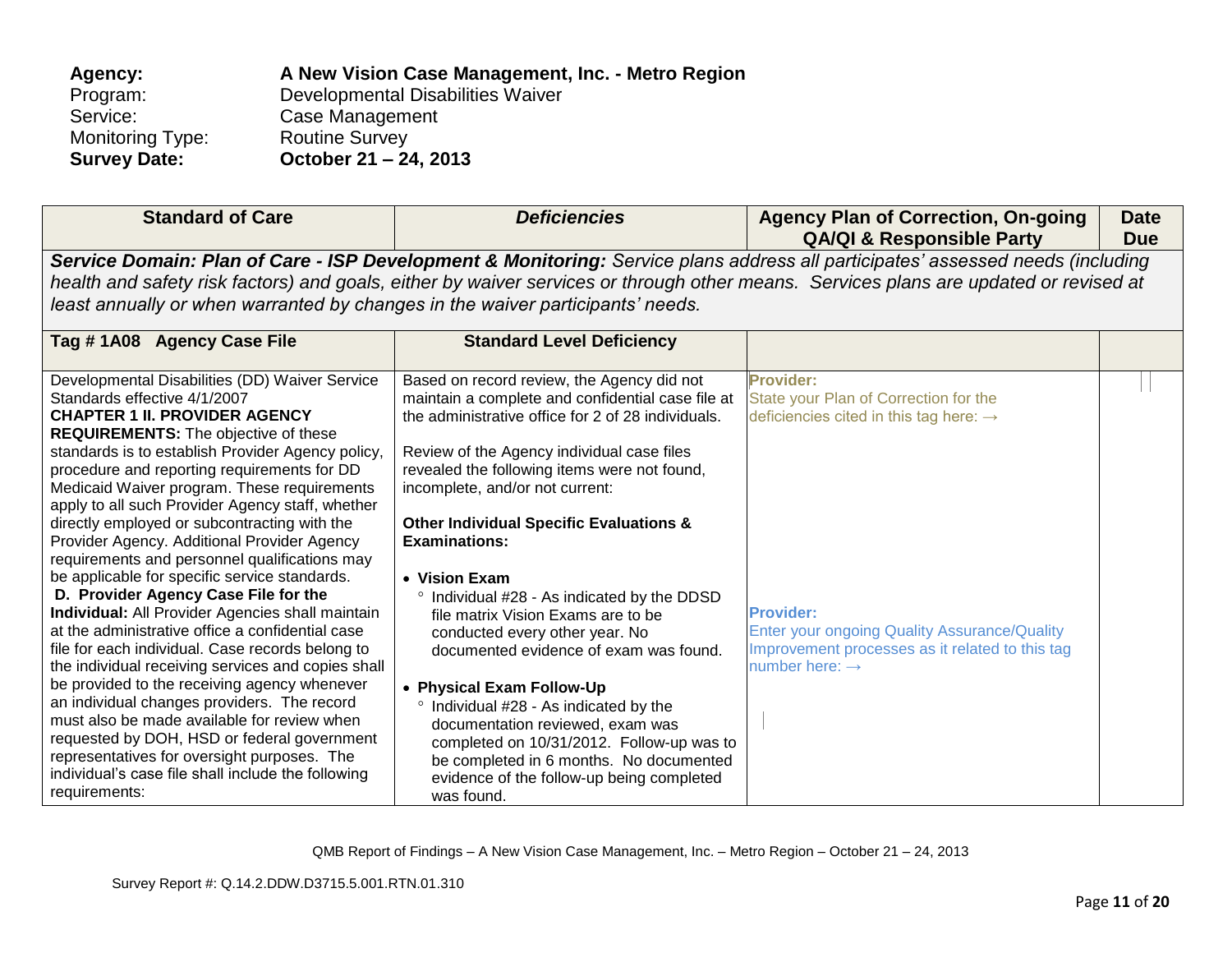**Agency:** **A New Vision Case Management, Inc. - Metro Region**
Program: Developmental Disabilities Waiver
Service: Case Management
Monitoring Type: Routine Survey
**Survey Date:** **October 21 – 24, 2013**

| Standard of Care | *Deficiencies* | Agency Plan of Correction, On-going QA/QI & Responsible Party | Date Due |
|---|---|---|---|
| ***Service Domain: Plan of Care - ISP Development & Monitoring:*** *Service plans address all participates' assessed needs (including health and safety risk factors) and goals, either by waiver services or through other means. Services plans are updated or revised at least annually or when warranted by changes in the waiver participants' needs.* | | | |
| **Tag # 1A08 Agency Case File** | **Standard Level Deficiency** | | |
| Developmental Disabilities (DD) Waiver Service Standards effective 4/1/2007<br>**CHAPTER 1 II. PROVIDER AGENCY REQUIREMENTS:** The objective of these standards is to establish Provider Agency policy, procedure and reporting requirements for DD Medicaid Waiver program. These requirements apply to all such Provider Agency staff, whether directly employed or subcontracting with the Provider Agency. Additional Provider Agency requirements and personnel qualifications may be applicable for specific service standards.<br>**D. Provider Agency Case File for the Individual:** All Provider Agencies shall maintain at the administrative office a confidential case file for each individual. Case records belong to the individual receiving services and copies shall be provided to the receiving agency whenever an individual changes providers. The record must also be made available for review when requested by DOH, HSD or federal government representatives for oversight purposes. The individual's case file shall include the following requirements: | Based on record review, the Agency did not maintain a complete and confidential case file at the administrative office for 2 of 28 individuals.<br><br>Review of the Agency individual case files revealed the following items were not found, incomplete, and/or not current:<br><br>**Other Individual Specific Evaluations & Examinations:**<br><br>• **Vision Exam**<br>◦ Individual #28 - As indicated by the DDSD file matrix Vision Exams are to be conducted every other year. No documented evidence of exam was found.<br><br>• **Physical Exam Follow-Up**<br>◦ Individual #28 - As indicated by the documentation reviewed, exam was completed on 10/31/2012. Follow-up was to be completed in 6 months. No documented evidence of the follow-up being completed was found. | **Provider:**<br>State your Plan of Correction for the deficiencies cited in this tag here: →<br><br><br><br><br><br><br>**Provider:**<br>Enter your ongoing Quality Assurance/Quality Improvement processes as it related to this tag number here: → | |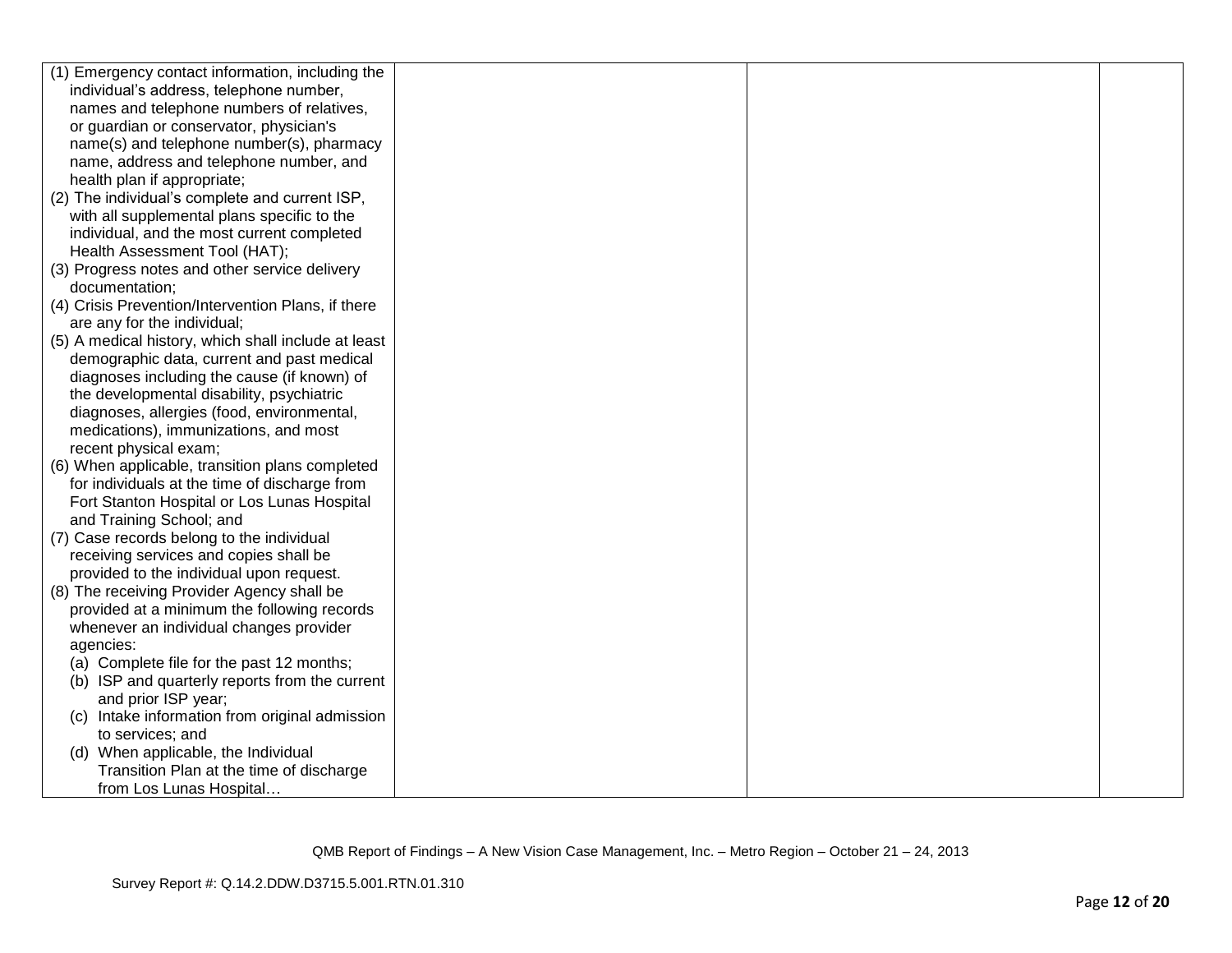| | | | |
|---|---|---|---|
| (1) Emergency contact information, including the individual's address, telephone number, names and telephone numbers of relatives, or guardian or conservator, physician's name(s) and telephone number(s), pharmacy name, address and telephone number, and health plan if appropriate;<br>(2) The individual's complete and current ISP, with all supplemental plans specific to the individual, and the most current completed Health Assessment Tool (HAT);<br>(3) Progress notes and other service delivery documentation;<br>(4) Crisis Prevention/Intervention Plans, if there are any for the individual;<br>(5) A medical history, which shall include at least demographic data, current and past medical diagnoses including the cause (if known) of the developmental disability, psychiatric diagnoses, allergies (food, environmental, medications), immunizations, and most recent physical exam;<br>(6) When applicable, transition plans completed for individuals at the time of discharge from Fort Stanton Hospital or Los Lunas Hospital and Training School; and<br>(7) Case records belong to the individual receiving services and copies shall be provided to the individual upon request.<br>(8) The receiving Provider Agency shall be provided at a minimum the following records whenever an individual changes provider agencies:<br>(a) Complete file for the past 12 months;<br>(b) ISP and quarterly reports from the current and prior ISP year;<br>(c) Intake information from original admission to services; and<br>(d) When applicable, the Individual Transition Plan at the time of discharge from Los Lunas Hospital… | | | |

QMB Report of Findings – A New Vision Case Management, Inc. – Metro Region – October 21 – 24, 2013

Survey Report #: Q.14.2.DDW.D3715.5.001.RTN.01.310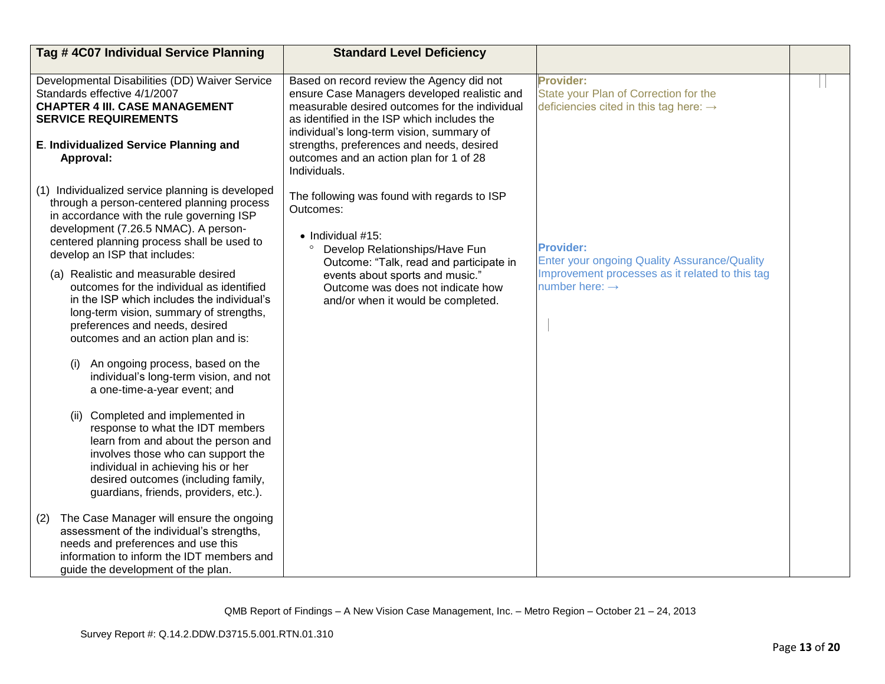| Tag # 4C07 Individual Service Planning | Standard Level Deficiency | | |
|---|---|---|---|
| Developmental Disabilities (DD) Waiver Service Standards effective 4/1/2007<br>**CHAPTER 4 III. CASE MANAGEMENT SERVICE REQUIREMENTS**<br><br>**E. Individualized Service Planning and Approval:**<br><br>(1) Individualized service planning is developed through a person-centered planning process in accordance with the rule governing ISP development (7.26.5 NMAC). A person-centered planning process shall be used to develop an ISP that includes:<br><br>(a) Realistic and measurable desired outcomes for the individual as identified in the ISP which includes the individual's long-term vision, summary of strengths, preferences and needs, desired outcomes and an action plan and is:<br><br>(i) An ongoing process, based on the individual's long-term vision, and not a one-time-a-year event; and<br><br>(ii) Completed and implemented in response to what the IDT members learn from and about the person and involves those who can support the individual in achieving his or her desired outcomes (including family, guardians, friends, providers, etc.).<br><br>(2) The Case Manager will ensure the ongoing assessment of the individual's strengths, needs and preferences and use this information to inform the IDT members and guide the development of the plan. | Based on record review the Agency did not ensure Case Managers developed realistic and measurable desired outcomes for the individual as identified in the ISP which includes the individual's long-term vision, summary of strengths, preferences and needs, desired outcomes and an action plan for 1 of 28 Individuals.<br><br>The following was found with regards to ISP Outcomes:<br><br>• Individual #15:<br>° Develop Relationships/Have Fun Outcome: "Talk, read and participate in events about sports and music." Outcome was does not indicate how and/or when it would be completed. | **Provider:**<br>State your Plan of Correction for the deficiencies cited in this tag here: →<br><br>**Provider:**<br>Enter your ongoing Quality Assurance/Quality Improvement processes as it related to this tag number here: → | |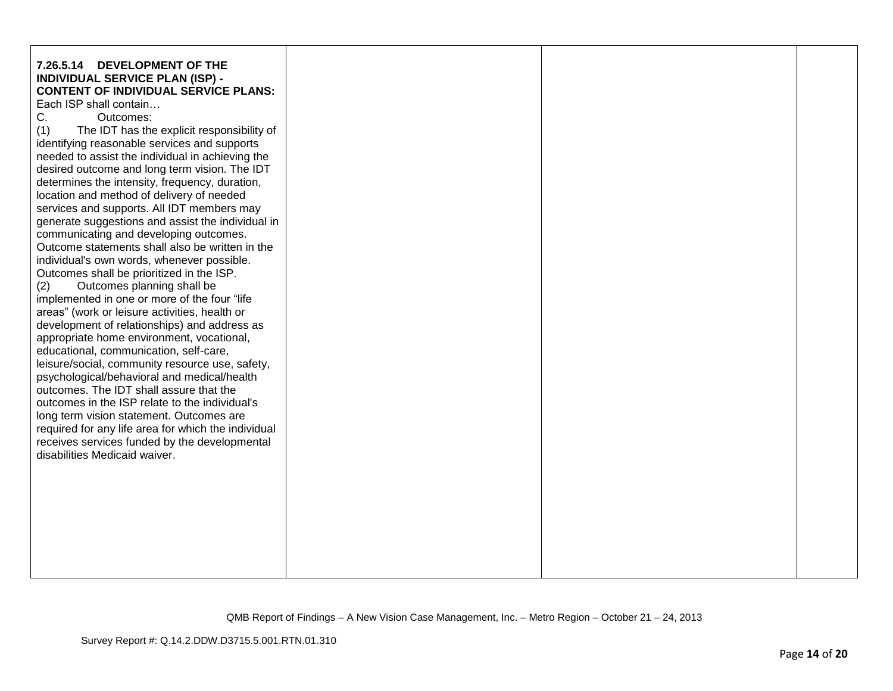| | | | |
|---|---|---|---|
| **7.26.5.14 DEVELOPMENT OF THE INDIVIDUAL SERVICE PLAN (ISP) - CONTENT OF INDIVIDUAL SERVICE PLANS:** Each ISP shall contain… <br> C. Outcomes: <br> (1) The IDT has the explicit responsibility of identifying reasonable services and supports needed to assist the individual in achieving the desired outcome and long term vision. The IDT determines the intensity, frequency, duration, location and method of delivery of needed services and supports. All IDT members may generate suggestions and assist the individual in communicating and developing outcomes. Outcome statements shall also be written in the individual's own words, whenever possible. Outcomes shall be prioritized in the ISP. <br> (2) Outcomes planning shall be implemented in one or more of the four "life areas" (work or leisure activities, health or development of relationships) and address as appropriate home environment, vocational, educational, communication, self-care, leisure/social, community resource use, safety, psychological/behavioral and medical/health outcomes. The IDT shall assure that the outcomes in the ISP relate to the individual's long term vision statement. Outcomes are required for any life area for which the individual receives services funded by the developmental disabilities Medicaid waiver. | | | |

QMB Report of Findings – A New Vision Case Management, Inc. – Metro Region – October 21 – 24, 2013

Survey Report #: Q.14.2.DDW.D3715.5.001.RTN.01.310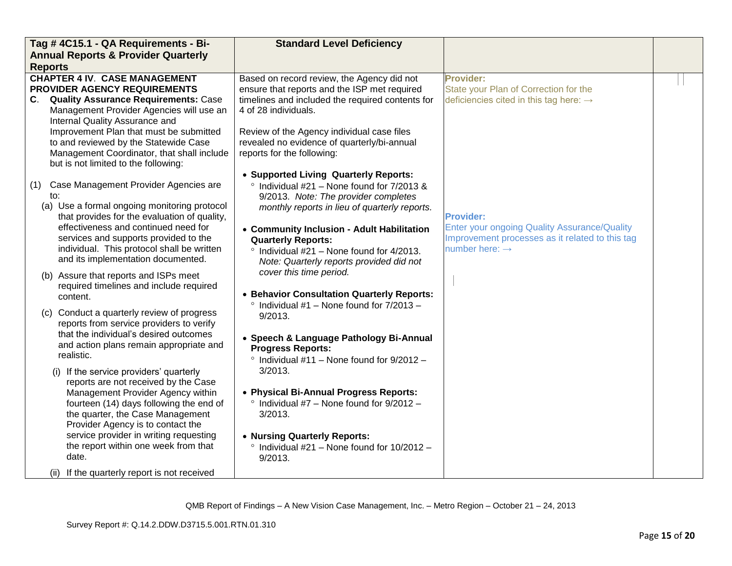| Tag # 4C15.1 - QA Requirements - Bi-Annual Reports & Provider Quarterly Reports | Standard Level Deficiency | | |
|---|---|---|---|
| **CHAPTER 4 IV. CASE MANAGEMENT PROVIDER AGENCY REQUIREMENTS**<br>**C. Quality Assurance Requirements:** Case Management Provider Agencies will use an Internal Quality Assurance and Improvement Plan that must be submitted to and reviewed by the Statewide Case Management Coordinator, that shall include but is not limited to the following:<br><br>(1) Case Management Provider Agencies are to:<br>(a) Use a formal ongoing monitoring protocol that provides for the evaluation of quality, effectiveness and continued need for services and supports provided to the individual. This protocol shall be written and its implementation documented.<br>(b) Assure that reports and ISPs meet required timelines and include required content.<br>(c) Conduct a quarterly review of progress reports from service providers to verify that the individual's desired outcomes and action plans remain appropriate and realistic.<br>(i) If the service providers' quarterly reports are not received by the Case Management Provider Agency within fourteen (14) days following the end of the quarter, the Case Management Provider Agency is to contact the service provider in writing requesting the report within one week from that date.<br>(ii) If the quarterly report is not received | Based on record review, the Agency did not ensure that reports and the ISP met required timelines and included the required contents for 4 of 28 individuals.<br><br>Review of the Agency individual case files revealed no evidence of quarterly/bi-annual reports for the following:<br><br>• **Supported Living Quarterly Reports:**<br>° Individual #21 – None found for 7/2013 & 9/2013. *Note: The provider completes monthly reports in lieu of quarterly reports.*<br><br>• **Community Inclusion - Adult Habilitation Quarterly Reports:**<br>° Individual #21 – None found for 4/2013. *Note: Quarterly reports provided did not cover this time period.*<br><br>• **Behavior Consultation Quarterly Reports:**<br>° Individual #1 – None found for 7/2013 – 9/2013.<br><br>• **Speech & Language Pathology Bi-Annual Progress Reports:**<br>° Individual #11 – None found for 9/2012 – 3/2013.<br><br>• **Physical Bi-Annual Progress Reports:**<br>° Individual #7 – None found for 9/2012 – 3/2013.<br><br>• **Nursing Quarterly Reports:**<br>° Individual #21 – None found for 10/2012 – 9/2013. | **Provider:**<br>State your Plan of Correction for the deficiencies cited in this tag here: →<br><br>**Provider:**<br>Enter your ongoing Quality Assurance/Quality Improvement processes as it related to this tag number here: → | |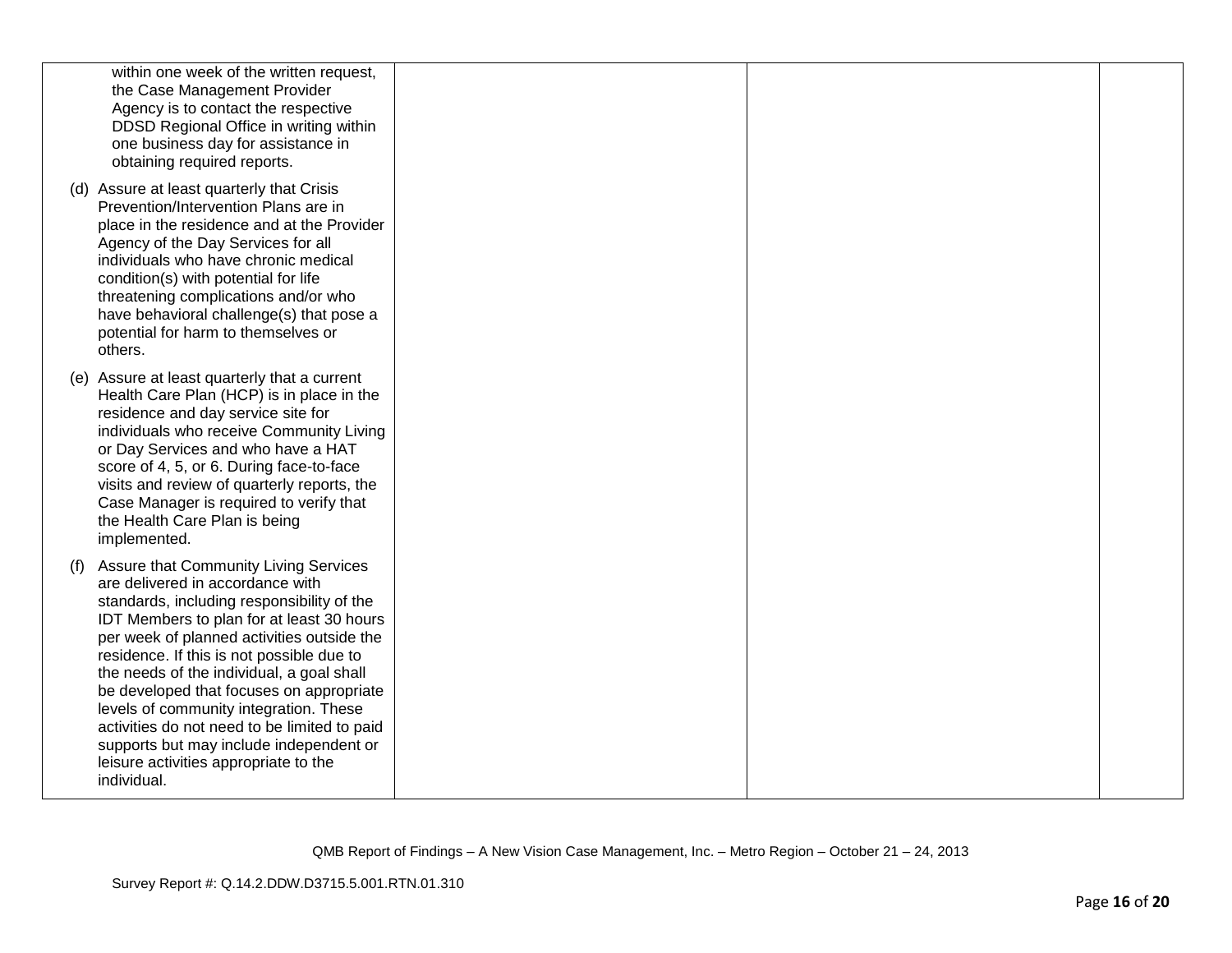| | | | |
|---|---|---|---|
| within one week of the written request, the Case Management Provider Agency is to contact the respective DDSD Regional Office in writing within one business day for assistance in obtaining required reports.<br><br>(d) Assure at least quarterly that Crisis Prevention/Intervention Plans are in place in the residence and at the Provider Agency of the Day Services for all individuals who have chronic medical condition(s) with potential for life threatening complications and/or who have behavioral challenge(s) that pose a potential for harm to themselves or others.<br><br>(e) Assure at least quarterly that a current Health Care Plan (HCP) is in place in the residence and day service site for individuals who receive Community Living or Day Services and who have a HAT score of 4, 5, or 6. During face-to-face visits and review of quarterly reports, the Case Manager is required to verify that the Health Care Plan is being implemented.<br><br>(f) Assure that Community Living Services are delivered in accordance with standards, including responsibility of the IDT Members to plan for at least 30 hours per week of planned activities outside the residence. If this is not possible due to the needs of the individual, a goal shall be developed that focuses on appropriate levels of community integration. These activities do not need to be limited to paid supports but may include independent or leisure activities appropriate to the individual. | | | |

QMB Report of Findings – A New Vision Case Management, Inc. – Metro Region – October 21 – 24, 2013

Survey Report #: Q.14.2.DDW.D3715.5.001.RTN.01.310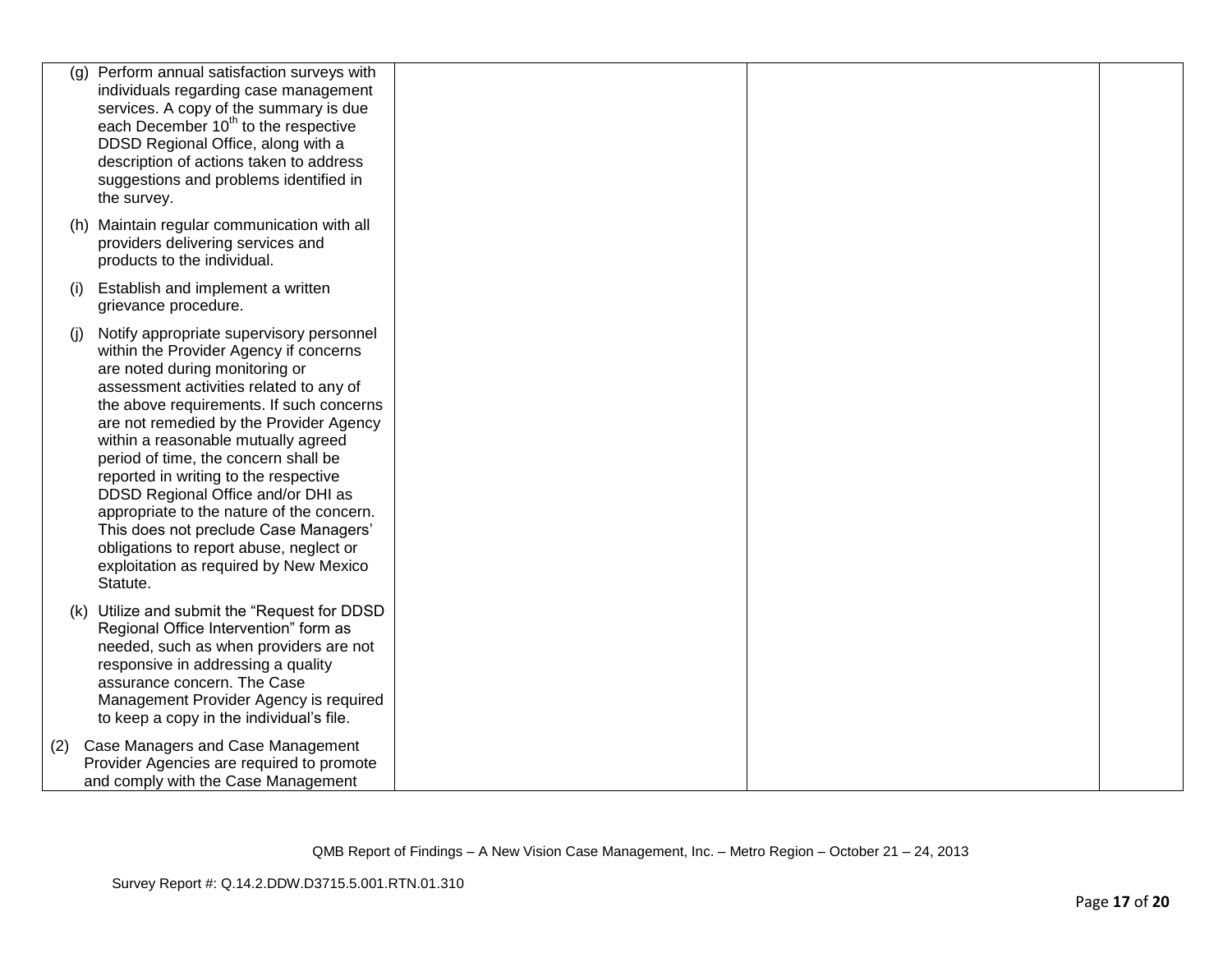| | | | |
|---|---|---|---|
| (g) Perform annual satisfaction surveys with individuals regarding case management services. A copy of the summary is due each December 10th to the respective DDSD Regional Office, along with a description of actions taken to address suggestions and problems identified in the survey.<br><br>(h) Maintain regular communication with all providers delivering services and products to the individual.<br><br>(i) Establish and implement a written grievance procedure.<br><br>(j) Notify appropriate supervisory personnel within the Provider Agency if concerns are noted during monitoring or assessment activities related to any of the above requirements. If such concerns are not remedied by the Provider Agency within a reasonable mutually agreed period of time, the concern shall be reported in writing to the respective DDSD Regional Office and/or DHI as appropriate to the nature of the concern. This does not preclude Case Managers' obligations to report abuse, neglect or exploitation as required by New Mexico Statute.<br><br>(k) Utilize and submit the "Request for DDSD Regional Office Intervention" form as needed, such as when providers are not responsive in addressing a quality assurance concern. The Case Management Provider Agency is required to keep a copy in the individual's file.<br><br>(2) Case Managers and Case Management Provider Agencies are required to promote and comply with the Case Management | | | |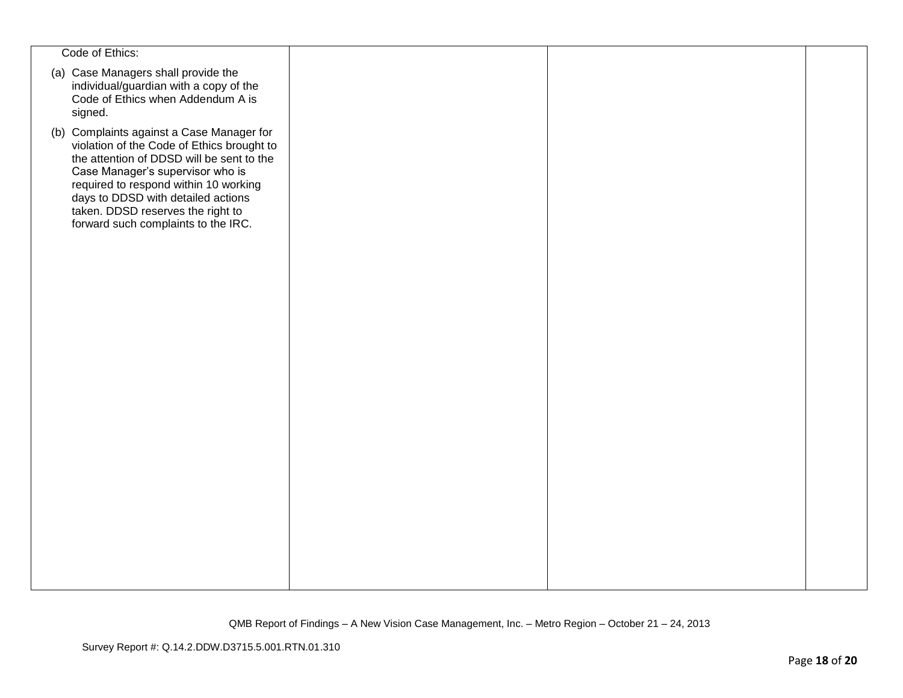| | | | |
|---|---|---|---|
| Code of Ethics:<br><br>(a) Case Managers shall provide the individual/guardian with a copy of the Code of Ethics when Addendum A is signed.<br><br>(b) Complaints against a Case Manager for violation of the Code of Ethics brought to the attention of DDSD will be sent to the Case Manager's supervisor who is required to respond within 10 working days to DDSD with detailed actions taken. DDSD reserves the right to forward such complaints to the IRC. | | | |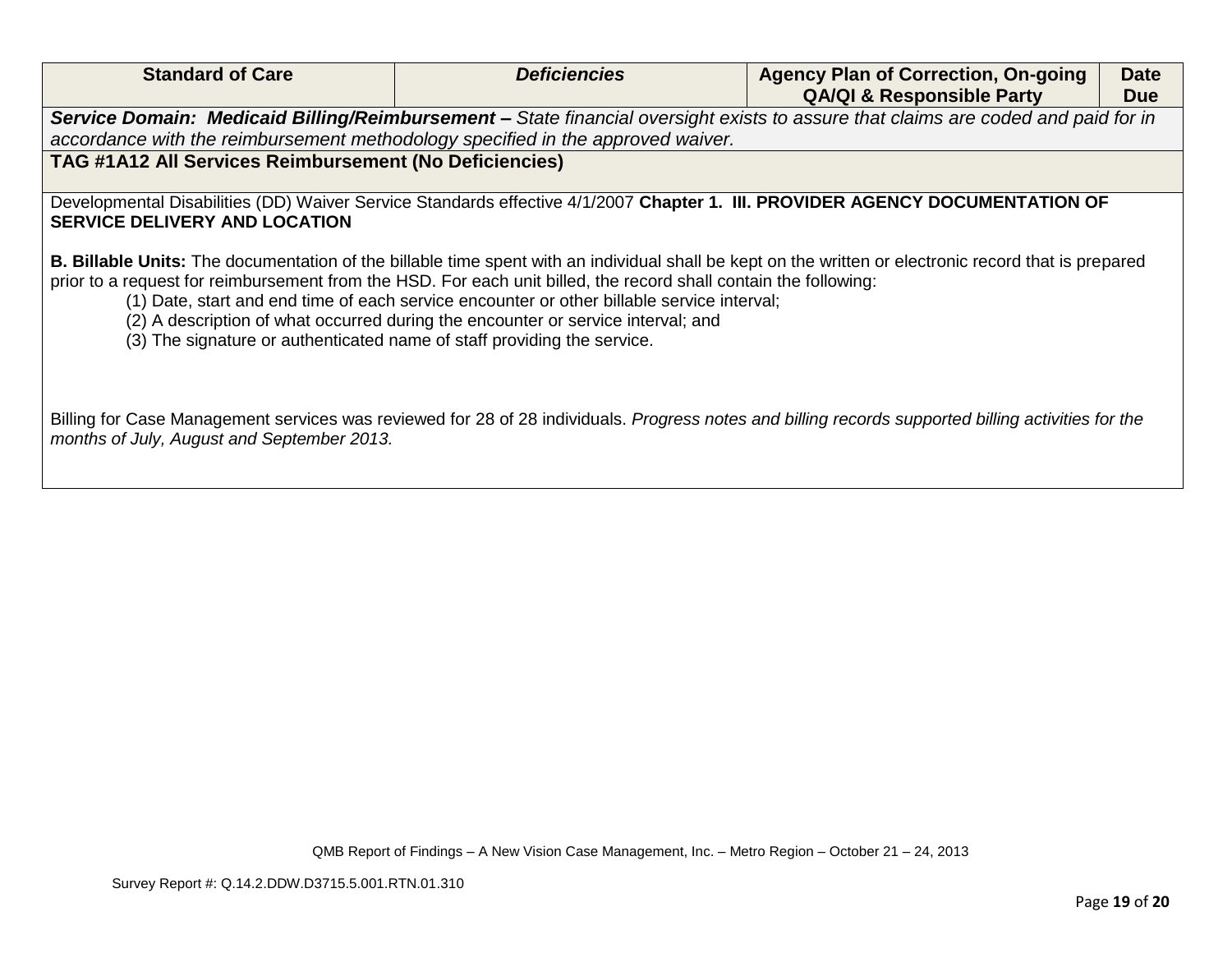| Standard of Care | *Deficiencies* | Agency Plan of Correction, On-going QA/QI & Responsible Party | Date Due |
|---|---|---|---|
| ***Service Domain: Medicaid Billing/Reimbursement –*** *State financial oversight exists to assure that claims are coded and paid for in accordance with the reimbursement methodology specified in the approved waiver.* | | | |
| **TAG #1A12 All Services Reimbursement (No Deficiencies)** | | | |
| Developmental Disabilities (DD) Waiver Service Standards effective 4/1/2007 **Chapter 1. III. PROVIDER AGENCY DOCUMENTATION OF SERVICE DELIVERY AND LOCATION**<br><br>**B. Billable Units:** The documentation of the billable time spent with an individual shall be kept on the written or electronic record that is prepared prior to a request for reimbursement from the HSD. For each unit billed, the record shall contain the following:<br>(1) Date, start and end time of each service encounter or other billable service interval;<br>(2) A description of what occurred during the encounter or service interval; and<br>(3) The signature or authenticated name of staff providing the service.<br><br>Billing for Case Management services was reviewed for 28 of 28 individuals. *Progress notes and billing records supported billing activities for the months of July, August and September 2013.* | | | |

QMB Report of Findings – A New Vision Case Management, Inc. – Metro Region – October 21 – 24, 2013

Survey Report #: Q.14.2.DDW.D3715.5.001.RTN.01.310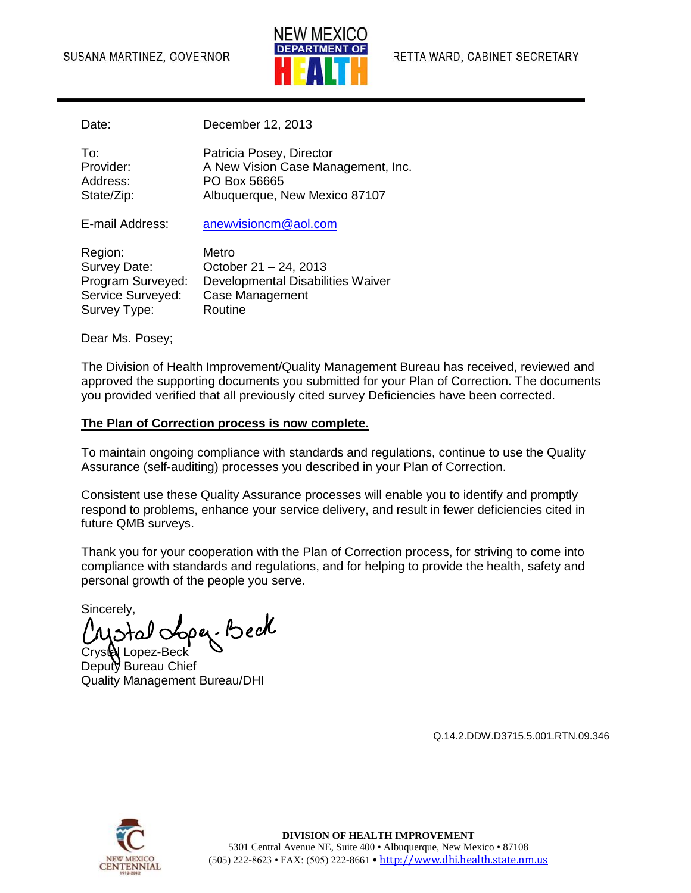SUSANA MARTINEZ, GOVERNOR

NEW MEXICO DEPARTMENT OF HEALTH

RETTA WARD, CABINET SECRETARY

| | |
|---|---|
| Date: | December 12, 2013 |
| To: | Patricia Posey, Director |
| Provider: | A New Vision Case Management, Inc. |
| Address: | PO Box 56665 |
| State/Zip: | Albuquerque, New Mexico 87107 |
| E-mail Address: | anewvisioncm@aol.com |
| Region: | Metro |
| Survey Date: | October 21 – 24, 2013 |
| Program Surveyed: | Developmental Disabilities Waiver |
| Service Surveyed: | Case Management |
| Survey Type: | Routine |

Dear Ms. Posey;

The Division of Health Improvement/Quality Management Bureau has received, reviewed and approved the supporting documents you submitted for your Plan of Correction. The documents you provided verified that all previously cited survey Deficiencies have been corrected.

**The Plan of Correction process is now complete.**

To maintain ongoing compliance with standards and regulations, continue to use the Quality Assurance (self-auditing) processes you described in your Plan of Correction.

Consistent use these Quality Assurance processes will enable you to identify and promptly respond to problems, enhance your service delivery, and result in fewer deficiencies cited in future QMB surveys.

Thank you for your cooperation with the Plan of Correction process, for striving to come into compliance with standards and regulations, and for helping to provide the health, safety and personal growth of the people you serve.

Sincerely,

Crystal Lopez-Beck

Crystal Lopez-Beck
Deputy Bureau Chief
Quality Management Bureau/DHI

Q.14.2.DDW.D3715.5.001.RTN.09.346

NEW MEXICO CENTENNIAL 1912-2012

**DIVISION OF HEALTH IMPROVEMENT**
5301 Central Avenue NE, Suite 400 • Albuquerque, New Mexico • 87108
(505) 222-8623 • FAX: (505) 222-8661 • http://www.dhi.health.state.nm.us